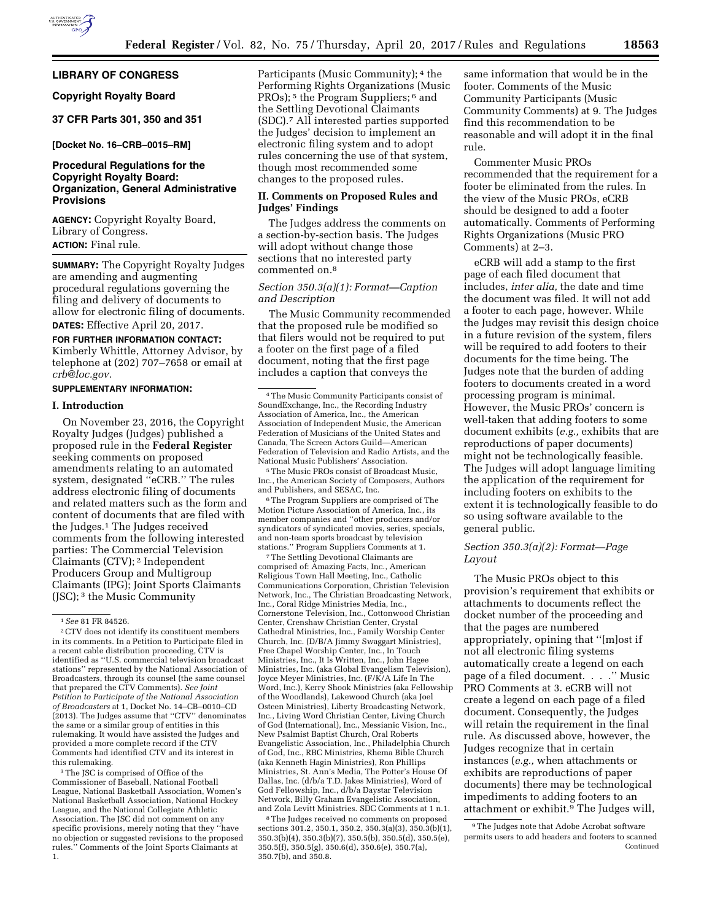# LIBRARY OF CONGRESS

## Copyright Royalty Board

## 37 CFR Parts 301, 350 and 351

**[Docket No. 16–CRB–0015–RM]**

## Procedural Regulations for the Copyright Royalty Board: Organization, General Administrative Provisions

**AGENCY:** Copyright Royalty Board, Library of Congress.

**ACTION:** Final rule.

**SUMMARY:** The Copyright Royalty Judges are amending and augmenting procedural regulations governing the filing and delivery of documents to allow for electronic filing of documents.

**DATES:** Effective April 20, 2017.

**FOR FURTHER INFORMATION CONTACT:** Kimberly Whittle, Attorney Advisor, by telephone at (202) 707–7658 or email at *crb@loc.gov.*

**SUPPLEMENTARY INFORMATION:**

### I. Introduction

On November 23, 2016, the Copyright Royalty Judges (Judges) published a proposed rule in the **Federal Register** seeking comments on proposed amendments relating to an automated system, designated ''eCRB.'' The rules address electronic filing of documents and related matters such as the form and content of documents that are filed with the Judges.[1] The Judges received comments from the following interested parties: The Commercial Television Claimants (CTV);[2] Independent Producers Group and Multigroup Claimants (IPG); Joint Sports Claimants (JSC);[3] the Music Community Participants (Music Community);[4] the Performing Rights Organizations (Music PROs);[5] the Program Suppliers;[6] and the Settling Devotional Claimants (SDC).[7] All interested parties supported the Judges' decision to implement an electronic filing system and to adopt rules concerning the use of that system, though most recommended some changes to the proposed rules.

### II. Comments on Proposed Rules and Judges' Findings

The Judges address the comments on a section-by-section basis. The Judges will adopt without change those sections that no interested party commented on.[8]

#### *Section 350.3(a)(1): Format—Caption and Description*

The Music Community recommended that the proposed rule be modified so that filers would not be required to put a footer on the first page of a filed document, noting that the first page includes a caption that conveys the same information that would be in the footer. Comments of the Music Community Participants (Music Community Comments) at 9. The Judges find this recommendation to be reasonable and will adopt it in the final rule.

Commenter Music PROs recommended that the requirement for a footer be eliminated from the rules. In the view of the Music PROs, eCRB should be designed to add a footer automatically. Comments of Performing Rights Organizations (Music PRO Comments) at 2–3.

eCRB will add a stamp to the first page of each filed document that includes, *inter alia,* the date and time the document was filed. It will not add a footer to each page, however. While the Judges may revisit this design choice in a future revision of the system, filers will be required to add footers to their documents for the time being. The Judges note that the burden of adding footers to documents created in a word processing program is minimal. However, the Music PROs' concern is well-taken that adding footers to some document exhibits (*e.g.,* exhibits that are reproductions of paper documents) might not be technologically feasible. The Judges will adopt language limiting the application of the requirement for including footers on exhibits to the extent it is technologically feasible to do so using software available to the general public.

#### *Section 350.3(a)(2): Format—Page Layout*

The Music PROs object to this provision's requirement that exhibits or attachments to documents reflect the docket number of the proceeding and that the pages are numbered appropriately, opining that ''[m]ost if not all electronic filing systems automatically create a legend on each page of a filed document. . . .'' Music PRO Comments at 3. eCRB will not create a legend on each page of a filed document. Consequently, the Judges will retain the requirement in the final rule. As discussed above, however, the Judges recognize that in certain instances (*e.g.,* when attachments or exhibits are reproductions of paper documents) there may be technological impediments to adding footers to an attachment or exhibit.[9] The Judges will,

---

[1] *See* 81 FR 84526.

[2] CTV does not identify its constituent members in its comments. In a Petition to Participate filed in a recent cable distribution proceeding, CTV is identified as ''U.S. commercial television broadcast stations'' represented by the National Association of Broadcasters, through its counsel (the same counsel that prepared the CTV Comments). *See Joint Petition to Participate of the National Association of Broadcasters* at 1, Docket No. 14–CB–0010–CD (2013). The Judges assume that ''CTV'' denominates the same or a similar group of entities in this rulemaking. It would have assisted the Judges and provided a more complete record if the CTV Comments had identified CTV and its interest in this rulemaking.

[3] The JSC is comprised of Office of the Commissioner of Baseball, National Football League, National Basketball Association, Women's National Basketball Association, National Hockey League, and the National Collegiate Athletic Association. The JSC did not comment on any specific provisions, merely noting that they ''have no objection or suggested revisions to the proposed rules.'' Comments of the Joint Sports Claimants at 1.

[4] The Music Community Participants consist of SoundExchange, Inc., the Recording Industry Association of America, Inc., the American Association of Independent Music, the American Federation of Musicians of the United States and Canada, The Screen Actors Guild—American Federation of Television and Radio Artists, and the National Music Publishers' Association.

[5] The Music PROs consist of Broadcast Music, Inc., the American Society of Composers, Authors and Publishers, and SESAC, Inc.

[6] The Program Suppliers are comprised of The Motion Picture Association of America, Inc., its member companies and ''other producers and/or syndicators of syndicated movies, series, specials, and non-team sports broadcast by television stations.'' Program Suppliers Comments at 1.

[7] The Settling Devotional Claimants are comprised of: Amazing Facts, Inc., American Religious Town Hall Meeting, Inc., Catholic Communications Corporation, Christian Television Network, Inc., The Christian Broadcasting Network, Inc., Coral Ridge Ministries Media, Inc., Cornerstone Television, Inc., Cottonwood Christian Center, Crenshaw Christian Center, Crystal Cathedral Ministries, Inc., Family Worship Center Church, Inc. (D/B/A Jimmy Swaggart Ministries), Free Chapel Worship Center, Inc., In Touch Ministries, Inc., It Is Written, Inc., John Hagee Ministries, Inc. (aka Global Evangelism Television), Joyce Meyer Ministries, Inc. (F/K/A Life In The Word, Inc.), Kerry Shook Ministries (aka Fellowship of the Woodlands), Lakewood Church (aka Joel Osteen Ministries), Liberty Broadcasting Network, Inc., Living Word Christian Center, Living Church of God (International), Inc., Messianic Vision, Inc., New Psalmist Baptist Church, Oral Roberts Evangelistic Association, Inc., Philadelphia Church of God, Inc., RBC Ministries, Rhema Bible Church (aka Kenneth Hagin Ministries), Ron Phillips Ministries, St. Ann's Media, The Potter's House Of Dallas, Inc. (d/b/a T.D. Jakes Ministries), Word of God Fellowship, Inc., d/b/a Daystar Television Network, Billy Graham Evangelistic Association, and Zola Levitt Ministries. SDC Comments at 1 n.1.

[8] The Judges received no comments on proposed sections 301.2, 350.1, 350.2, 350.3(a)(3), 350.3(b)(1), 350.3(b)(4), 350.3(b)(7), 350.5(b), 350.5(d), 350.5(e), 350.5(f), 350.5(g), 350.6(d), 350.6(e), 350.7(a), 350.7(b), and 350.8.

[9] The Judges note that Adobe Acrobat software permits users to add headers and footers to scanned Continued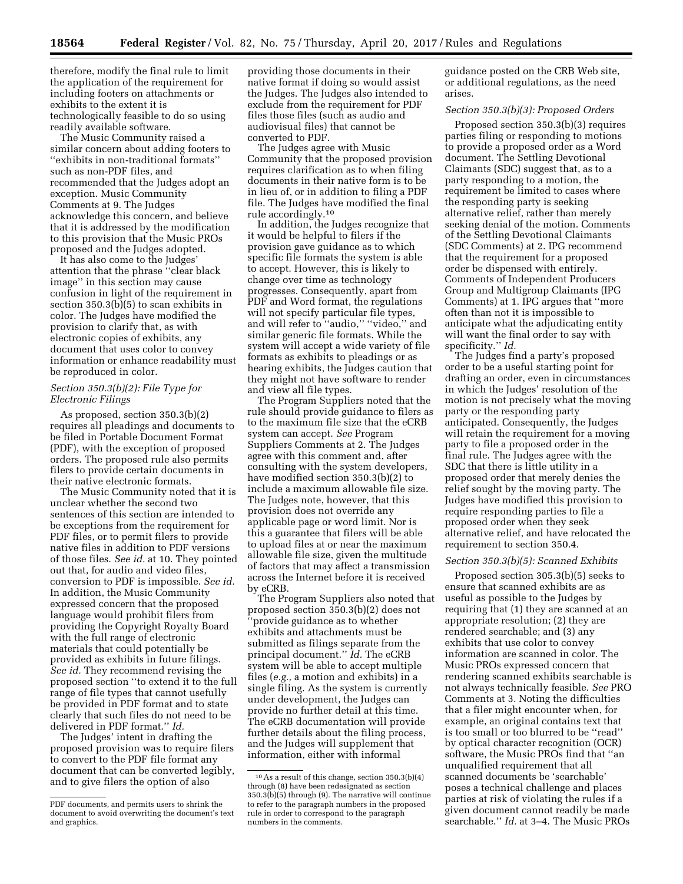therefore, modify the final rule to limit the application of the requirement for including footers on attachments or exhibits to the extent it is technologically feasible to do so using readily available software.

The Music Community raised a similar concern about adding footers to ''exhibits in non-traditional formats'' such as non-PDF files, and recommended that the Judges adopt an exception. Music Community Comments at 9. The Judges acknowledge this concern, and believe that it is addressed by the modification to this provision that the Music PROs proposed and the Judges adopted.

It has also come to the Judges' attention that the phrase ''clear black image'' in this section may cause confusion in light of the requirement in section 350.3(b)(5) to scan exhibits in color. The Judges have modified the provision to clarify that, as with electronic copies of exhibits, any document that uses color to convey information or enhance readability must be reproduced in color.

### *Section 350.3(b)(2): File Type for Electronic Filings*

As proposed, section 350.3(b)(2) requires all pleadings and documents to be filed in Portable Document Format (PDF), with the exception of proposed orders. The proposed rule also permits filers to provide certain documents in their native electronic formats.

The Music Community noted that it is unclear whether the second two sentences of this section are intended to be exceptions from the requirement for PDF files, or to permit filers to provide native files in addition to PDF versions of those files. *See id.* at 10. They pointed out that, for audio and video files, conversion to PDF is impossible. *See id.* In addition, the Music Community expressed concern that the proposed language would prohibit filers from providing the Copyright Royalty Board with the full range of electronic materials that could potentially be provided as exhibits in future filings. *See id.* They recommend revising the proposed section ''to extend it to the full range of file types that cannot usefully be provided in PDF format and to state clearly that such files do not need to be delivered in PDF format.'' *Id.*

The Judges' intent in drafting the proposed provision was to require filers to convert to the PDF file format any document that can be converted legibly, and to give filers the option of also providing those documents in their native format if doing so would assist the Judges. The Judges also intended to exclude from the requirement for PDF files those files (such as audio and audiovisual files) that cannot be converted to PDF.

The Judges agree with Music Community that the proposed provision requires clarification as to when filing documents in their native form is to be in lieu of, or in addition to filing a PDF file. The Judges have modified the final rule accordingly.[10]

In addition, the Judges recognize that it would be helpful to filers if the provision gave guidance as to which specific file formats the system is able to accept. However, this is likely to change over time as technology progresses. Consequently, apart from PDF and Word format, the regulations will not specify particular file types, and will refer to ''audio,'' ''video,'' and similar generic file formats. While the system will accept a wide variety of file formats as exhibits to pleadings or as hearing exhibits, the Judges caution that they might not have software to render and view all file types.

The Program Suppliers noted that the rule should provide guidance to filers as to the maximum file size that the eCRB system can accept. *See* Program Suppliers Comments at 2. The Judges agree with this comment and, after consulting with the system developers, have modified section 350.3(b)(2) to include a maximum allowable file size. The Judges note, however, that this provision does not override any applicable page or word limit. Nor is this a guarantee that filers will be able to upload files at or near the maximum allowable file size, given the multitude of factors that may affect a transmission across the Internet before it is received by eCRB.

The Program Suppliers also noted that proposed section 350.3(b)(2) does not ''provide guidance as to whether exhibits and attachments must be submitted as filings separate from the principal document.'' *Id.* The eCRB system will be able to accept multiple files (*e.g.,* a motion and exhibits) in a single filing. As the system is currently under development, the Judges can provide no further detail at this time. The eCRB documentation will provide further details about the filing process, and the Judges will supplement that information, either with informal guidance posted on the CRB Web site, or additional regulations, as the need arises.

### *Section 350.3(b)(3): Proposed Orders*

Proposed section 350.3(b)(3) requires parties filing or responding to motions to provide a proposed order as a Word document. The Settling Devotional Claimants (SDC) suggest that, as to a party responding to a motion, the requirement be limited to cases where the responding party is seeking alternative relief, rather than merely seeking denial of the motion. Comments of the Settling Devotional Claimants (SDC Comments) at 2. IPG recommend that the requirement for a proposed order be dispensed with entirely. Comments of Independent Producers Group and Multigroup Claimants (IPG Comments) at 1. IPG argues that ''more often than not it is impossible to anticipate what the adjudicating entity will want the final order to say with specificity.'' *Id.*

The Judges find a party's proposed order to be a useful starting point for drafting an order, even in circumstances in which the Judges' resolution of the motion is not precisely what the moving party or the responding party anticipated. Consequently, the Judges will retain the requirement for a moving party to file a proposed order in the final rule. The Judges agree with the SDC that there is little utility in a proposed order that merely denies the relief sought by the moving party. The Judges have modified this provision to require responding parties to file a proposed order when they seek alternative relief, and have relocated the requirement to section 350.4.

### *Section 350.3(b)(5): Scanned Exhibits*

Proposed section 305.3(b)(5) seeks to ensure that scanned exhibits are as useful as possible to the Judges by requiring that (1) they are scanned at an appropriate resolution; (2) they are rendered searchable; and (3) any exhibits that use color to convey information are scanned in color. The Music PROs expressed concern that rendering scanned exhibits searchable is not always technically feasible. *See* PRO Comments at 3. Noting the difficulties that a filer might encounter when, for example, an original contains text that is too small or too blurred to be ''read'' by optical character recognition (OCR) software, the Music PROs find that ''an unqualified requirement that all scanned documents be 'searchable' poses a technical challenge and places parties at risk of violating the rules if a given document cannot readily be made searchable.'' *Id.* at 3–4. The Music PROs

---

PDF documents, and permits users to shrink the document to avoid overwriting the document's text and graphics.

[10] As a result of this change, section 350.3(b)(4) through (8) have been redesignated as section 350.3(b)(5) through (9). The narrative will continue to refer to the paragraph numbers in the proposed rule in order to correspond to the paragraph numbers in the comments.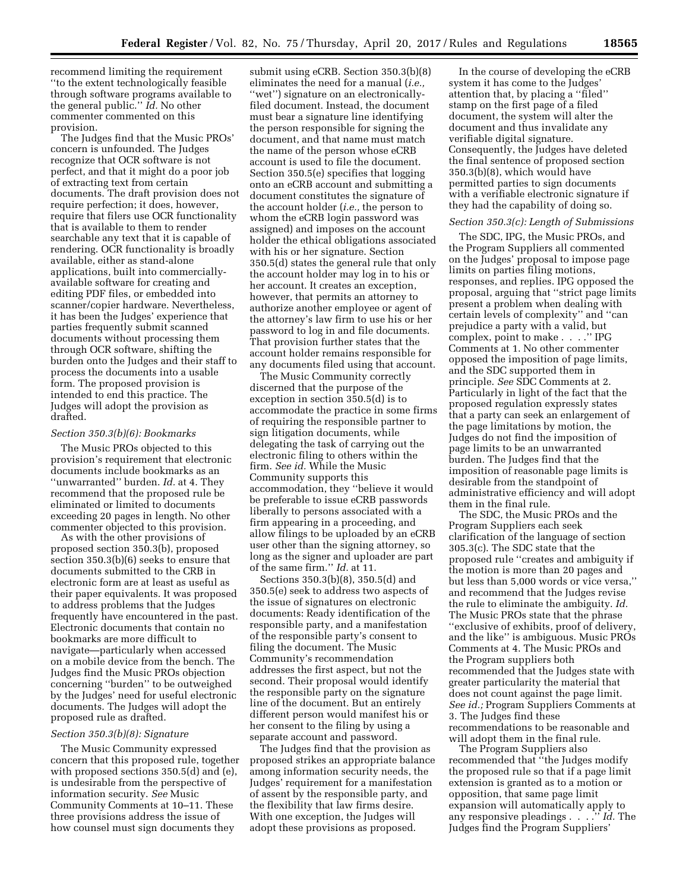recommend limiting the requirement ''to the extent technologically feasible through software programs available to the general public.'' *Id.* No other commenter commented on this provision.

The Judges find that the Music PROs' concern is unfounded. The Judges recognize that OCR software is not perfect, and that it might do a poor job of extracting text from certain documents. The draft provision does not require perfection; it does, however, require that filers use OCR functionality that is available to them to render searchable any text that it is capable of rendering. OCR functionality is broadly available, either as stand-alone applications, built into commercially-available software for creating and editing PDF files, or embedded into scanner/copier hardware. Nevertheless, it has been the Judges' experience that parties frequently submit scanned documents without processing them through OCR software, shifting the burden onto the Judges and their staff to process the documents into a usable form. The proposed provision is intended to end this practice. The Judges will adopt the provision as drafted.

*Section 350.3(b)(6): Bookmarks*

The Music PROs objected to this provision's requirement that electronic documents include bookmarks as an ''unwarranted'' burden. *Id.* at 4. They recommend that the proposed rule be eliminated or limited to documents exceeding 20 pages in length. No other commenter objected to this provision.

As with the other provisions of proposed section 350.3(b), proposed section 350.3(b)(6) seeks to ensure that documents submitted to the CRB in electronic form are at least as useful as their paper equivalents. It was proposed to address problems that the Judges frequently have encountered in the past. Electronic documents that contain no bookmarks are more difficult to navigate—particularly when accessed on a mobile device from the bench. The Judges find the Music PROs objection concerning ''burden'' to be outweighed by the Judges' need for useful electronic documents. The Judges will adopt the proposed rule as drafted.

*Section 350.3(b)(8): Signature*

The Music Community expressed concern that this proposed rule, together with proposed sections 350.5(d) and (e), is undesirable from the perspective of information security. *See* Music Community Comments at 10–11. These three provisions address the issue of how counsel must sign documents they submit using eCRB. Section 350.3(b)(8) eliminates the need for a manual (*i.e.,* ''wet'') signature on an electronically-filed document. Instead, the document must bear a signature line identifying the person responsible for signing the document, and that name must match the name of the person whose eCRB account is used to file the document. Section 350.5(e) specifies that logging onto an eCRB account and submitting a document constitutes the signature of the account holder (*i.e.,* the person to whom the eCRB login password was assigned) and imposes on the account holder the ethical obligations associated with his or her signature. Section 350.5(d) states the general rule that only the account holder may log in to his or her account. It creates an exception, however, that permits an attorney to authorize another employee or agent of the attorney's law firm to use his or her password to log in and file documents. That provision further states that the account holder remains responsible for any documents filed using that account.

The Music Community correctly discerned that the purpose of the exception in section 350.5(d) is to accommodate the practice in some firms of requiring the responsible partner to sign litigation documents, while delegating the task of carrying out the electronic filing to others within the firm. *See id.* While the Music Community supports this accommodation, they ''believe it would be preferable to issue eCRB passwords liberally to persons associated with a firm appearing in a proceeding, and allow filings to be uploaded by an eCRB user other than the signing attorney, so long as the signer and uploader are part of the same firm.'' *Id.* at 11.

Sections 350.3(b)(8), 350.5(d) and 350.5(e) seek to address two aspects of the issue of signatures on electronic documents: Ready identification of the responsible party, and a manifestation of the responsible party's consent to filing the document. The Music Community's recommendation addresses the first aspect, but not the second. Their proposal would identify the responsible party on the signature line of the document. But an entirely different person would manifest his or her consent to the filing by using a separate account and password.

The Judges find that the provision as proposed strikes an appropriate balance among information security needs, the Judges' requirement for a manifestation of assent by the responsible party, and the flexibility that law firms desire. With one exception, the Judges will adopt these provisions as proposed.

In the course of developing the eCRB system it has come to the Judges' attention that, by placing a ''filed'' stamp on the first page of a filed document, the system will alter the document and thus invalidate any verifiable digital signature. Consequently, the Judges have deleted the final sentence of proposed section 350.3(b)(8), which would have permitted parties to sign documents with a verifiable electronic signature if they had the capability of doing so.

*Section 350.3(c): Length of Submissions*

The SDC, IPG, the Music PROs, and the Program Suppliers all commented on the Judges' proposal to impose page limits on parties filing motions, responses, and replies. IPG opposed the proposal, arguing that ''strict page limits present a problem when dealing with certain levels of complexity'' and ''can prejudice a party with a valid, but complex, point to make . . . .'' IPG Comments at 1. No other commenter opposed the imposition of page limits, and the SDC supported them in principle. *See* SDC Comments at 2. Particularly in light of the fact that the proposed regulation expressly states that a party can seek an enlargement of the page limitations by motion, the Judges do not find the imposition of page limits to be an unwarranted burden. The Judges find that the imposition of reasonable page limits is desirable from the standpoint of administrative efficiency and will adopt them in the final rule.

The SDC, the Music PROs and the Program Suppliers each seek clarification of the language of section 305.3(c). The SDC state that the proposed rule ''creates and ambiguity if the motion is more than 20 pages and but less than 5,000 words or vice versa,'' and recommend that the Judges revise the rule to eliminate the ambiguity. *Id.* The Music PROs state that the phrase ''exclusive of exhibits, proof of delivery, and the like'' is ambiguous. Music PROs Comments at 4. The Music PROs and the Program suppliers both recommended that the Judges state with greater particularity the material that does not count against the page limit. *See id.;* Program Suppliers Comments at 3. The Judges find these recommendations to be reasonable and will adopt them in the final rule.

The Program Suppliers also recommended that ''the Judges modify the proposed rule so that if a page limit extension is granted as to a motion or opposition, that same page limit expansion will automatically apply to any responsive pleadings . . . .'' *Id.* The Judges find the Program Suppliers'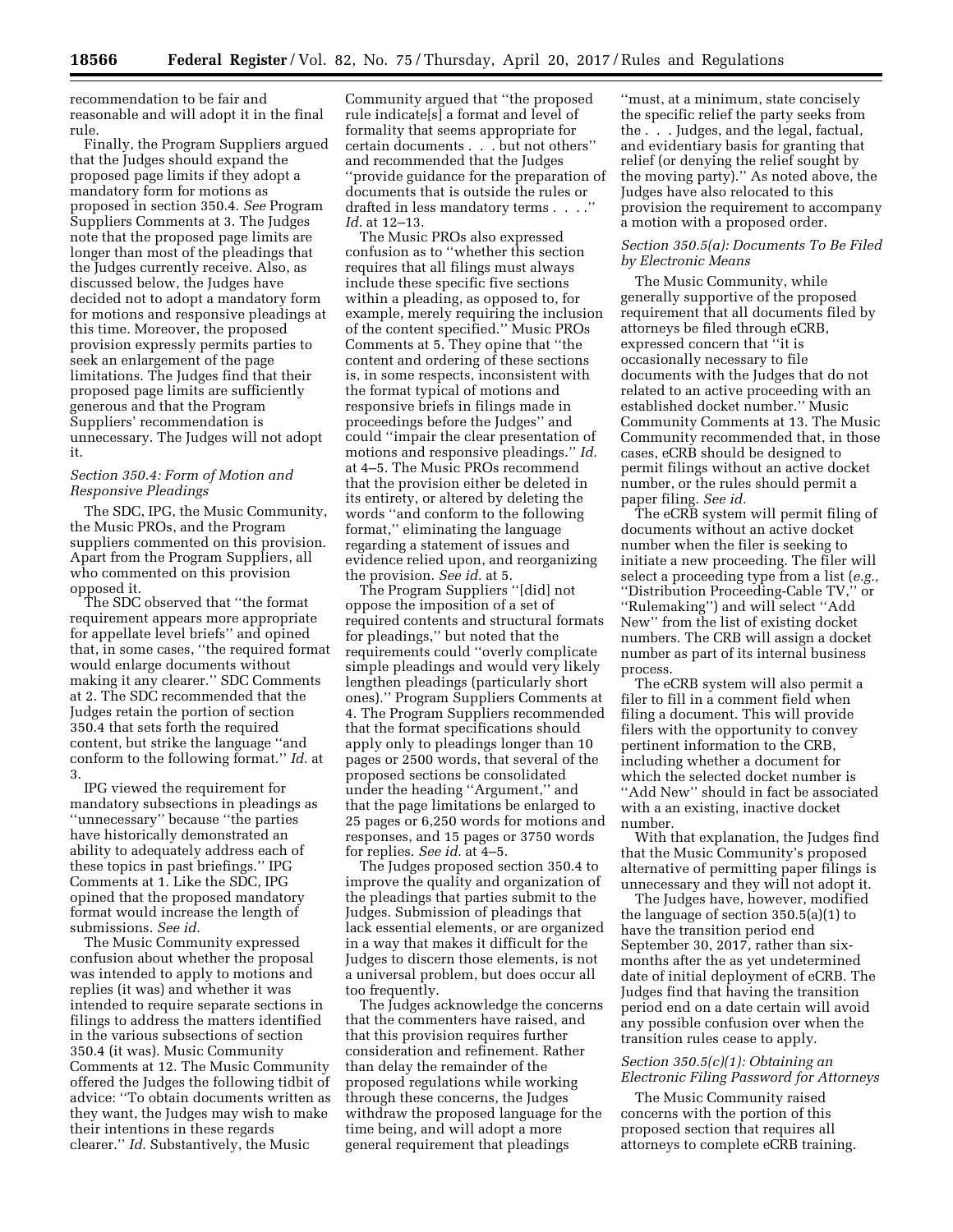recommendation to be fair and reasonable and will adopt it in the final rule.

Finally, the Program Suppliers argued that the Judges should expand the proposed page limits if they adopt a mandatory form for motions as proposed in section 350.4. *See* Program Suppliers Comments at 3. The Judges note that the proposed page limits are longer than most of the pleadings that the Judges currently receive. Also, as discussed below, the Judges have decided not to adopt a mandatory form for motions and responsive pleadings at this time. Moreover, the proposed provision expressly permits parties to seek an enlargement of the page limitations. The Judges find that their proposed page limits are sufficiently generous and that the Program Suppliers' recommendation is unnecessary. The Judges will not adopt it.

### *Section 350.4: Form of Motion and Responsive Pleadings*

The SDC, IPG, the Music Community, the Music PROs, and the Program suppliers commented on this provision. Apart from the Program Suppliers, all who commented on this provision opposed it.

The SDC observed that ''the format requirement appears more appropriate for appellate level briefs'' and opined that, in some cases, ''the required format would enlarge documents without making it any clearer.'' SDC Comments at 2. The SDC recommended that the Judges retain the portion of section 350.4 that sets forth the required content, but strike the language ''and conform to the following format.'' *Id.* at 3.

IPG viewed the requirement for mandatory subsections in pleadings as ''unnecessary'' because ''the parties have historically demonstrated an ability to adequately address each of these topics in past briefings.'' IPG Comments at 1. Like the SDC, IPG opined that the proposed mandatory format would increase the length of submissions. *See id.*

The Music Community expressed confusion about whether the proposal was intended to apply to motions and replies (it was) and whether it was intended to require separate sections in filings to address the matters identified in the various subsections of section 350.4 (it was). Music Community Comments at 12. The Music Community offered the Judges the following tidbit of advice: ''To obtain documents written as they want, the Judges may wish to make their intentions in these regards clearer.'' *Id.* Substantively, the Music Community argued that ''the proposed rule indicate[s] a format and level of formality that seems appropriate for certain documents . . . but not others'' and recommended that the Judges ''provide guidance for the preparation of documents that is outside the rules or drafted in less mandatory terms . . . .'' *Id.* at 12–13.

The Music PROs also expressed confusion as to ''whether this section requires that all filings must always include these specific five sections within a pleading, as opposed to, for example, merely requiring the inclusion of the content specified.'' Music PROs Comments at 5. They opine that ''the content and ordering of these sections is, in some respects, inconsistent with the format typical of motions and responsive briefs in filings made in proceedings before the Judges'' and could ''impair the clear presentation of motions and responsive pleadings.'' *Id.* at 4–5. The Music PROs recommend that the provision either be deleted in its entirety, or altered by deleting the words ''and conform to the following format,'' eliminating the language regarding a statement of issues and evidence relied upon, and reorganizing the provision. *See id.* at 5.

The Program Suppliers ''[did] not oppose the imposition of a set of required contents and structural formats for pleadings,'' but noted that the requirements could ''overly complicate simple pleadings and would very likely lengthen pleadings (particularly short ones).'' Program Suppliers Comments at 4. The Program Suppliers recommended that the format specifications should apply only to pleadings longer than 10 pages or 2500 words, that several of the proposed sections be consolidated under the heading ''Argument,'' and that the page limitations be enlarged to 25 pages or 6,250 words for motions and responses, and 15 pages or 3750 words for replies. *See id.* at 4–5.

The Judges proposed section 350.4 to improve the quality and organization of the pleadings that parties submit to the Judges. Submission of pleadings that lack essential elements, or are organized in a way that makes it difficult for the Judges to discern those elements, is not a universal problem, but does occur all too frequently.

The Judges acknowledge the concerns that the commenters have raised, and that this provision requires further consideration and refinement. Rather than delay the remainder of the proposed regulations while working through these concerns, the Judges withdraw the proposed language for the time being, and will adopt a more general requirement that pleadings ''must, at a minimum, state concisely the specific relief the party seeks from the . . . Judges, and the legal, factual, and evidentiary basis for granting that relief (or denying the relief sought by the moving party).'' As noted above, the Judges have also relocated to this provision the requirement to accompany a motion with a proposed order.

### *Section 350.5(a): Documents To Be Filed by Electronic Means*

The Music Community, while generally supportive of the proposed requirement that all documents filed by attorneys be filed through eCRB, expressed concern that ''it is occasionally necessary to file documents with the Judges that do not related to an active proceeding with an established docket number.'' Music Community Comments at 13. The Music Community recommended that, in those cases, eCRB should be designed to permit filings without an active docket number, or the rules should permit a paper filing. *See id.*

The eCRB system will permit filing of documents without an active docket number when the filer is seeking to initiate a new proceeding. The filer will select a proceeding type from a list (*e.g.,* ''Distribution Proceeding-Cable TV,'' or ''Rulemaking'') and will select ''Add New'' from the list of existing docket numbers. The CRB will assign a docket number as part of its internal business process.

The eCRB system will also permit a filer to fill in a comment field when filing a document. This will provide filers with the opportunity to convey pertinent information to the CRB, including whether a document for which the selected docket number is ''Add New'' should in fact be associated with a an existing, inactive docket number.

With that explanation, the Judges find that the Music Community's proposed alternative of permitting paper filings is unnecessary and they will not adopt it.

The Judges have, however, modified the language of section 350.5(a)(1) to have the transition period end September 30, 2017, rather than six-months after the as yet undetermined date of initial deployment of eCRB. The Judges find that having the transition period end on a date certain will avoid any possible confusion over when the transition rules cease to apply.

### *Section 350.5(c)(1): Obtaining an Electronic Filing Password for Attorneys*

The Music Community raised concerns with the portion of this proposed section that requires all attorneys to complete eCRB training.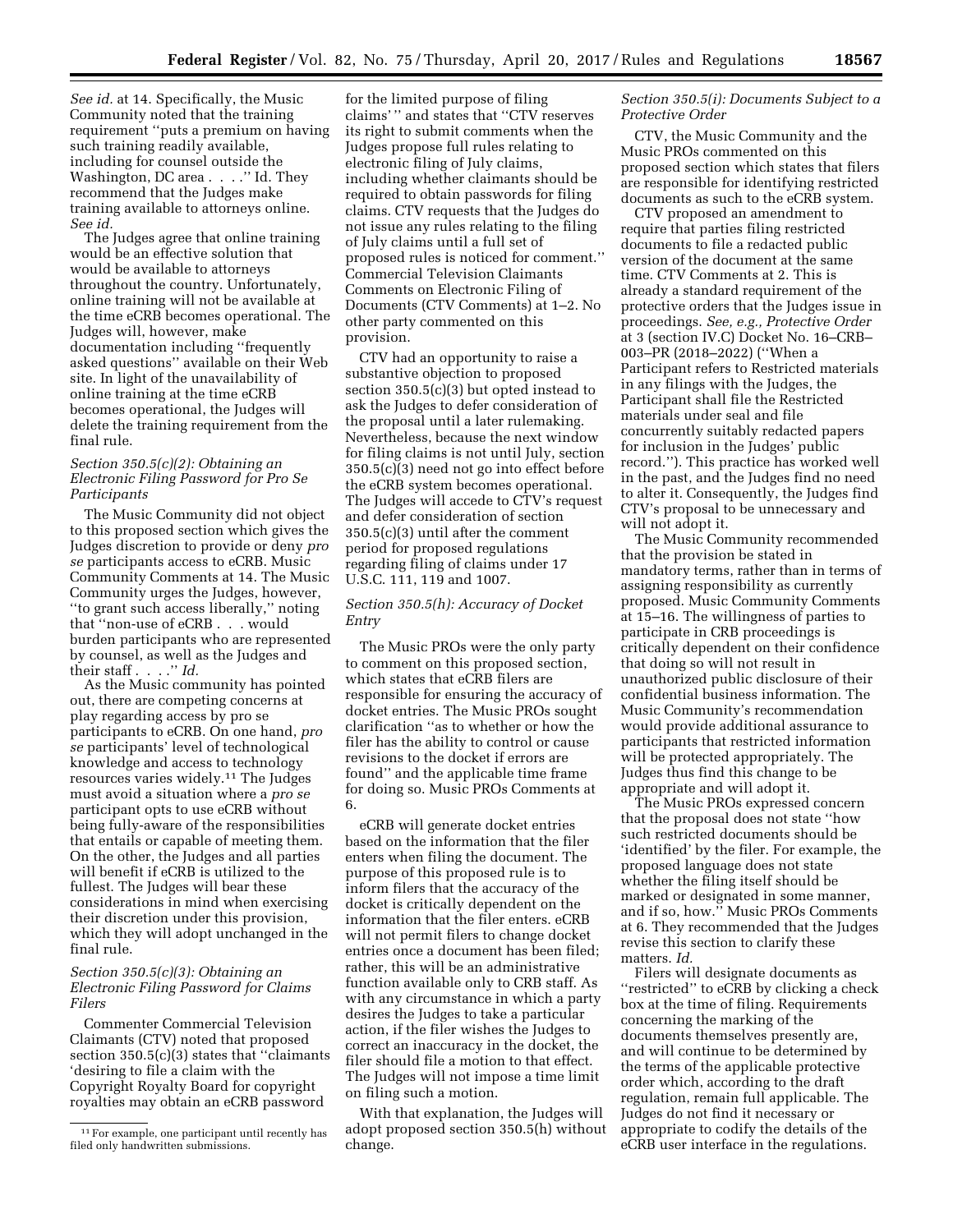*See id.* at 14. Specifically, the Music Community noted that the training requirement "puts a premium on having such training readily available, including for counsel outside the Washington, DC area . . . ." Id. They recommend that the Judges make training available to attorneys online. *See id.*

The Judges agree that online training would be an effective solution that would be available to attorneys throughout the country. Unfortunately, online training will not be available at the time eCRB becomes operational. The Judges will, however, make documentation including "frequently asked questions" available on their Web site. In light of the unavailability of online training at the time eCRB becomes operational, the Judges will delete the training requirement from the final rule.

### *Section 350.5(c)(2): Obtaining an Electronic Filing Password for Pro Se Participants*

The Music Community did not object to this proposed section which gives the Judges discretion to provide or deny *pro se* participants access to eCRB. Music Community Comments at 14. The Music Community urges the Judges, however, "to grant such access liberally," noting that "non-use of eCRB . . . would burden participants who are represented by counsel, as well as the Judges and their staff . . . ." *Id.*

As the Music community has pointed out, there are competing concerns at play regarding access by pro se participants to eCRB. On one hand, *pro se* participants' level of technological knowledge and access to technology resources varies widely.[11] The Judges must avoid a situation where a *pro se* participant opts to use eCRB without being fully-aware of the responsibilities that entails or capable of meeting them. On the other, the Judges and all parties will benefit if eCRB is utilized to the fullest. The Judges will bear these considerations in mind when exercising their discretion under this provision, which they will adopt unchanged in the final rule.

### *Section 350.5(c)(3): Obtaining an Electronic Filing Password for Claims Filers*

Commenter Commercial Television Claimants (CTV) noted that proposed section 350.5(c)(3) states that "claimants 'desiring to file a claim with the Copyright Royalty Board for copyright royalties may obtain an eCRB password for the limited purpose of filing claims'" and states that "CTV reserves its right to submit comments when the Judges propose full rules relating to electronic filing of July claims, including whether claimants should be required to obtain passwords for filing claims. CTV requests that the Judges do not issue any rules relating to the filing of July claims until a full set of proposed rules is noticed for comment." Commercial Television Claimants Comments on Electronic Filing of Documents (CTV Comments) at 1–2. No other party commented on this provision.

CTV had an opportunity to raise a substantive objection to proposed section 350.5(c)(3) but opted instead to ask the Judges to defer consideration of the proposal until a later rulemaking. Nevertheless, because the next window for filing claims is not until July, section 350.5(c)(3) need not go into effect before the eCRB system becomes operational. The Judges will accede to CTV's request and defer consideration of section 350.5(c)(3) until after the comment period for proposed regulations regarding filing of claims under 17 U.S.C. 111, 119 and 1007.

### *Section 350.5(h): Accuracy of Docket Entry*

The Music PROs were the only party to comment on this proposed section, which states that eCRB filers are responsible for ensuring the accuracy of docket entries. The Music PROs sought clarification "as to whether or how the filer has the ability to control or cause revisions to the docket if errors are found" and the applicable time frame for doing so. Music PROs Comments at 6.

eCRB will generate docket entries based on the information that the filer enters when filing the document. The purpose of this proposed rule is to inform filers that the accuracy of the docket is critically dependent on the information that the filer enters. eCRB will not permit filers to change docket entries once a document has been filed; rather, this will be an administrative function available only to CRB staff. As with any circumstance in which a party desires the Judges to take a particular action, if the filer wishes the Judges to correct an inaccuracy in the docket, the filer should file a motion to that effect. The Judges will not impose a time limit on filing such a motion.

With that explanation, the Judges will adopt proposed section 350.5(h) without change.

### *Section 350.5(i): Documents Subject to a Protective Order*

CTV, the Music Community and the Music PROs commented on this proposed section which states that filers are responsible for identifying restricted documents as such to the eCRB system.

CTV proposed an amendment to require that parties filing restricted documents to file a redacted public version of the document at the same time. CTV Comments at 2. This is already a standard requirement of the protective orders that the Judges issue in proceedings. *See, e.g., Protective Order* at 3 (section IV.C) Docket No. 16–CRB–003–PR (2018–2022) ("When a Participant refers to Restricted materials in any filings with the Judges, the Participant shall file the Restricted materials under seal and file concurrently suitably redacted papers for inclusion in the Judges' public record."). This practice has worked well in the past, and the Judges find no need to alter it. Consequently, the Judges find CTV's proposal to be unnecessary and will not adopt it.

The Music Community recommended that the provision be stated in mandatory terms, rather than in terms of assigning responsibility as currently proposed. Music Community Comments at 15–16. The willingness of parties to participate in CRB proceedings is critically dependent on their confidence that doing so will not result in unauthorized public disclosure of their confidential business information. The Music Community's recommendation would provide additional assurance to participants that restricted information will be protected appropriately. The Judges thus find this change to be appropriate and will adopt it.

The Music PROs expressed concern that the proposal does not state "how such restricted documents should be 'identified' by the filer. For example, the proposed language does not state whether the filing itself should be marked or designated in some manner, and if so, how." Music PROs Comments at 6. They recommended that the Judges revise this section to clarify these matters. *Id.*

Filers will designate documents as "restricted" to eCRB by clicking a check box at the time of filing. Requirements concerning the marking of the documents themselves presently are, and will continue to be determined by the terms of the applicable protective order which, according to the draft regulation, remain full applicable. The Judges do not find it necessary or appropriate to codify the details of the eCRB user interface in the regulations.

[11] For example, one participant until recently has filed only handwritten submissions.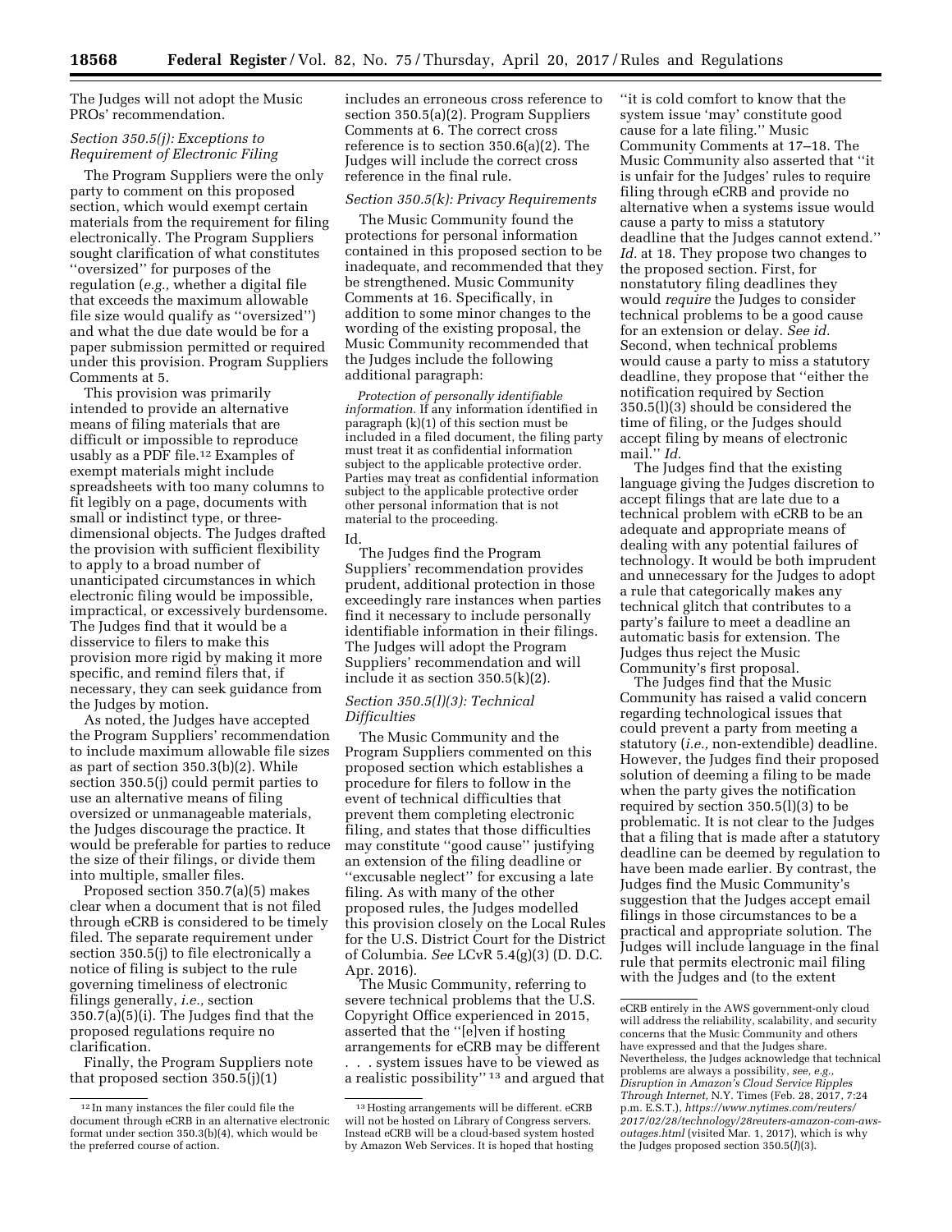The Judges will not adopt the Music PROs' recommendation.

### *Section 350.5(j): Exceptions to Requirement of Electronic Filing*

The Program Suppliers were the only party to comment on this proposed section, which would exempt certain materials from the requirement for filing electronically. The Program Suppliers sought clarification of what constitutes ''oversized'' for purposes of the regulation (*e.g.,* whether a digital file that exceeds the maximum allowable file size would qualify as ''oversized'') and what the due date would be for a paper submission permitted or required under this provision. Program Suppliers Comments at 5.

This provision was primarily intended to provide an alternative means of filing materials that are difficult or impossible to reproduce usably as a PDF file.[12] Examples of exempt materials might include spreadsheets with too many columns to fit legibly on a page, documents with small or indistinct type, or three-dimensional objects. The Judges drafted the provision with sufficient flexibility to apply to a broad number of unanticipated circumstances in which electronic filing would be impossible, impractical, or excessively burdensome. The Judges find that it would be a disservice to filers to make this provision more rigid by making it more specific, and remind filers that, if necessary, they can seek guidance from the Judges by motion.

As noted, the Judges have accepted the Program Suppliers' recommendation to include maximum allowable file sizes as part of section 350.3(b)(2). While section 350.5(j) could permit parties to use an alternative means of filing oversized or unmanageable materials, the Judges discourage the practice. It would be preferable for parties to reduce the size of their filings, or divide them into multiple, smaller files.

Proposed section 350.7(a)(5) makes clear when a document that is not filed through eCRB is considered to be timely filed. The separate requirement under section 350.5(j) to file electronically a notice of filing is subject to the rule governing timeliness of electronic filings generally, *i.e.,* section 350.7(a)(5)(i). The Judges find that the proposed regulations require no clarification.

Finally, the Program Suppliers note that proposed section 350.5(j)(1) includes an erroneous cross reference to section 350.5(a)(2). Program Suppliers Comments at 6. The correct cross reference is to section 350.6(a)(2). The Judges will include the correct cross reference in the final rule.

### *Section 350.5(k): Privacy Requirements*

The Music Community found the protections for personal information contained in this proposed section to be inadequate, and recommended that they be strengthened. Music Community Comments at 16. Specifically, in addition to some minor changes to the wording of the existing proposal, the Music Community recommended that the Judges include the following additional paragraph:

> *Protection of personally identifiable information.* If any information identified in paragraph (k)(1) of this section must be included in a filed document, the filing party must treat it as confidential information subject to the applicable protective order. Parties may treat as confidential information subject to the applicable protective order other personal information that is not material to the proceeding.

Id.

The Judges find the Program Suppliers' recommendation provides prudent, additional protection in those exceedingly rare instances when parties find it necessary to include personally identifiable information in their filings. The Judges will adopt the Program Suppliers' recommendation and will include it as section 350.5(k)(2).

### *Section 350.5(l)(3): Technical Difficulties*

The Music Community and the Program Suppliers commented on this proposed section which establishes a procedure for filers to follow in the event of technical difficulties that prevent them completing electronic filing, and states that those difficulties may constitute ''good cause'' justifying an extension of the filing deadline or ''excusable neglect'' for excusing a late filing. As with many of the other proposed rules, the Judges modelled this provision closely on the Local Rules for the U.S. District Court for the District of Columbia. *See* LCvR 5.4(g)(3) (D. D.C. Apr. 2016).

The Music Community, referring to severe technical problems that the U.S. Copyright Office experienced in 2015, asserted that the ''[e]ven if hosting arrangements for eCRB may be different . . . system issues have to be viewed as a realistic possibility''[13] and argued that ''it is cold comfort to know that the system issue 'may' constitute good cause for a late filing.'' Music Community Comments at 17–18. The Music Community also asserted that ''it is unfair for the Judges' rules to require filing through eCRB and provide no alternative when a systems issue would cause a party to miss a statutory deadline that the Judges cannot extend.'' *Id.* at 18. They propose two changes to the proposed section. First, for nonstatutory filing deadlines they would *require* the Judges to consider technical problems to be a good cause for an extension or delay. *See id.* Second, when technical problems would cause a party to miss a statutory deadline, they propose that ''either the notification required by Section 350.5(l)(3) should be considered the time of filing, or the Judges should accept filing by means of electronic mail.'' *Id.*

The Judges find that the existing language giving the Judges discretion to accept filings that are late due to a technical problem with eCRB to be an adequate and appropriate means of dealing with any potential failures of technology. It would be both imprudent and unnecessary for the Judges to adopt a rule that categorically makes any technical glitch that contributes to a party's failure to meet a deadline an automatic basis for extension. The Judges thus reject the Music Community's first proposal.

The Judges find that the Music Community has raised a valid concern regarding technological issues that could prevent a party from meeting a statutory (*i.e.,* non-extendible) deadline. However, the Judges find their proposed solution of deeming a filing to be made when the party gives the notification required by section 350.5(l)(3) to be problematic. It is not clear to the Judges that a filing that is made after a statutory deadline can be deemed by regulation to have been made earlier. By contrast, the Judges find the Music Community's suggestion that the Judges accept email filings in those circumstances to be a practical and appropriate solution. The Judges will include language in the final rule that permits electronic mail filing with the Judges and (to the extent

---

[12] In many instances the filer could file the document through eCRB in an alternative electronic format under section 350.3(b)(4), which would be the preferred course of action.

[13] Hosting arrangements will be different. eCRB will not be hosted on Library of Congress servers. Instead eCRB will be a cloud-based system hosted by Amazon Web Services. It is hoped that hosting eCRB entirely in the AWS government-only cloud will address the reliability, scalability, and security concerns that the Music Community and others have expressed and that the Judges share. Nevertheless, the Judges acknowledge that technical problems are always a possibility, *see, e.g., Disruption in Amazon's Cloud Service Ripples Through Internet,* N.Y. Times (Feb. 28, 2017, 7:24 p.m. E.S.T.), *https://www.nytimes.com/reuters/2017/02/28/technology/28reuters-amazon-com-aws-outages.html* (visited Mar. 1, 2017), which is why the Judges proposed section 350.5(*l*)(3).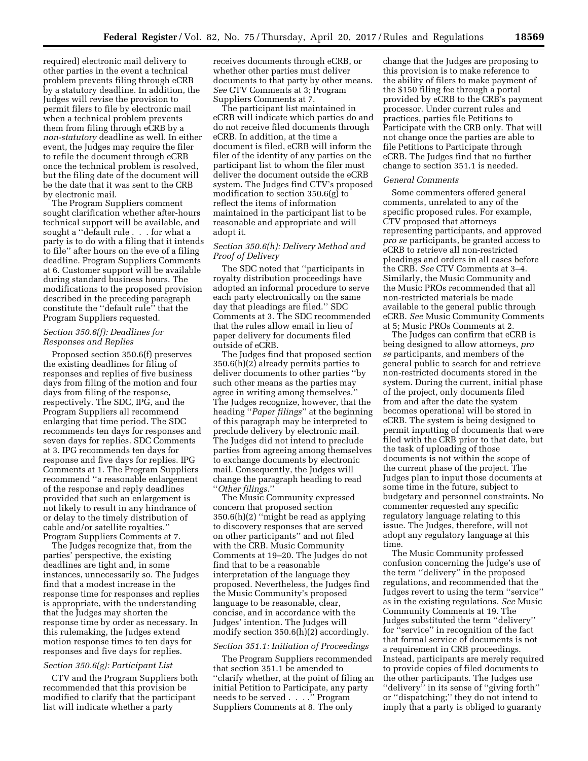required) electronic mail delivery to other parties in the event a technical problem prevents filing through eCRB by a statutory deadline. In addition, the Judges will revise the provision to permit filers to file by electronic mail when a technical problem prevents them from filing through eCRB by a *non-statutory* deadline as well. In either event, the Judges may require the filer to refile the document through eCRB once the technical problem is resolved, but the filing date of the document will be the date that it was sent to the CRB by electronic mail.

The Program Suppliers comment sought clarification whether after-hours technical support will be available, and sought a ''default rule . . . for what a party is to do with a filing that it intends to file'' after hours on the eve of a filing deadline. Program Suppliers Comments at 6. Customer support will be available during standard business hours. The modifications to the proposed provision described in the preceding paragraph constitute the ''default rule'' that the Program Suppliers requested.

*Section 350.6(f): Deadlines for Responses and Replies*

Proposed section 350.6(f) preserves the existing deadlines for filing of responses and replies of five business days from filing of the motion and four days from filing of the response, respectively. The SDC, IPG, and the Program Suppliers all recommend enlarging that time period. The SDC recommends ten days for responses and seven days for replies. SDC Comments at 3. IPG recommends ten days for response and five days for replies. IPG Comments at 1. The Program Suppliers recommend ''a reasonable enlargement of the response and reply deadlines provided that such an enlargement is not likely to result in any hindrance of or delay to the timely distribution of cable and/or satellite royalties.'' Program Suppliers Comments at 7.

The Judges recognize that, from the parties' perspective, the existing deadlines are tight and, in some instances, unnecessarily so. The Judges find that a modest increase in the response time for responses and replies is appropriate, with the understanding that the Judges may shorten the response time by order as necessary. In this rulemaking, the Judges extend motion response times to ten days for responses and five days for replies.

*Section 350.6(g): Participant List*

CTV and the Program Suppliers both recommended that this provision be modified to clarify that the participant list will indicate whether a party receives documents through eCRB, or whether other parties must deliver documents to that party by other means. *See* CTV Comments at 3; Program Suppliers Comments at 7.

The participant list maintained in eCRB will indicate which parties do and do not receive filed documents through eCRB. In addition, at the time a document is filed, eCRB will inform the filer of the identity of any parties on the participant list to whom the filer must deliver the document outside the eCRB system. The Judges find CTV's proposed modification to section 350.6(g) to reflect the items of information maintained in the participant list to be reasonable and appropriate and will adopt it.

*Section 350.6(h): Delivery Method and Proof of Delivery*

The SDC noted that ''participants in royalty distribution proceedings have adopted an informal procedure to serve each party electronically on the same day that pleadings are filed.'' SDC Comments at 3. The SDC recommended that the rules allow email in lieu of paper delivery for documents filed outside of eCRB.

The Judges find that proposed section 350.6(h)(2) already permits parties to deliver documents to other parties ''by such other means as the parties may agree in writing among themselves.'' The Judges recognize, however, that the heading ''*Paper filings*'' at the beginning of this paragraph may be interpreted to preclude delivery by electronic mail. The Judges did not intend to preclude parties from agreeing among themselves to exchange documents by electronic mail. Consequently, the Judges will change the paragraph heading to read ''*Other filings.*''

The Music Community expressed concern that proposed section 350.6(h)(2) ''might be read as applying to discovery responses that are served on other participants'' and not filed with the CRB. Music Community Comments at 19–20. The Judges do not find that to be a reasonable interpretation of the language they proposed. Nevertheless, the Judges find the Music Community's proposed language to be reasonable, clear, concise, and in accordance with the Judges' intention. The Judges will modify section 350.6(h)(2) accordingly.

*Section 351.1: Initiation of Proceedings*

The Program Suppliers recommended that section 351.1 be amended to ''clarify whether, at the point of filing an initial Petition to Participate, any party needs to be served . . . .'' Program Suppliers Comments at 8. The only change that the Judges are proposing to this provision is to make reference to the ability of filers to make payment of the $150 filing fee through a portal provided by eCRB to the CRB's payment processor. Under current rules and practices, parties file Petitions to Participate with the CRB only. That will not change once the parties are able to file Petitions to Participate through eCRB. The Judges find that no further change to section 351.1 is needed.

*General Comments*

Some commenters offered general comments, unrelated to any of the specific proposed rules. For example, CTV proposed that attorneys representing participants, and approved *pro se* participants, be granted access to eCRB to retrieve all non-restricted pleadings and orders in all cases before the CRB. *See* CTV Comments at 3–4. Similarly, the Music Community and the Music PROs recommended that all non-restricted materials be made available to the general public through eCRB. *See* Music Community Comments at 5; Music PROs Comments at 2.

The Judges can confirm that eCRB is being designed to allow attorneys, *pro se* participants, and members of the general public to search for and retrieve non-restricted documents stored in the system. During the current, initial phase of the project, only documents filed from and after the date the system becomes operational will be stored in eCRB. The system is being designed to permit inputting of documents that were filed with the CRB prior to that date, but the task of uploading of those documents is not within the scope of the current phase of the project. The Judges plan to input those documents at some time in the future, subject to budgetary and personnel constraints. No commenter requested any specific regulatory language relating to this issue. The Judges, therefore, will not adopt any regulatory language at this time.

The Music Community professed confusion concerning the Judge's use of the term ''delivery'' in the proposed regulations, and recommended that the Judges revert to using the term ''service'' as in the existing regulations. *See* Music Community Comments at 19. The Judges substituted the term ''delivery'' for ''service'' in recognition of the fact that formal service of documents is not a requirement in CRB proceedings. Instead, participants are merely required to provide copies of filed documents to the other participants. The Judges use ''delivery'' in its sense of ''giving forth'' or ''dispatching;'' they do not intend to imply that a party is obliged to guaranty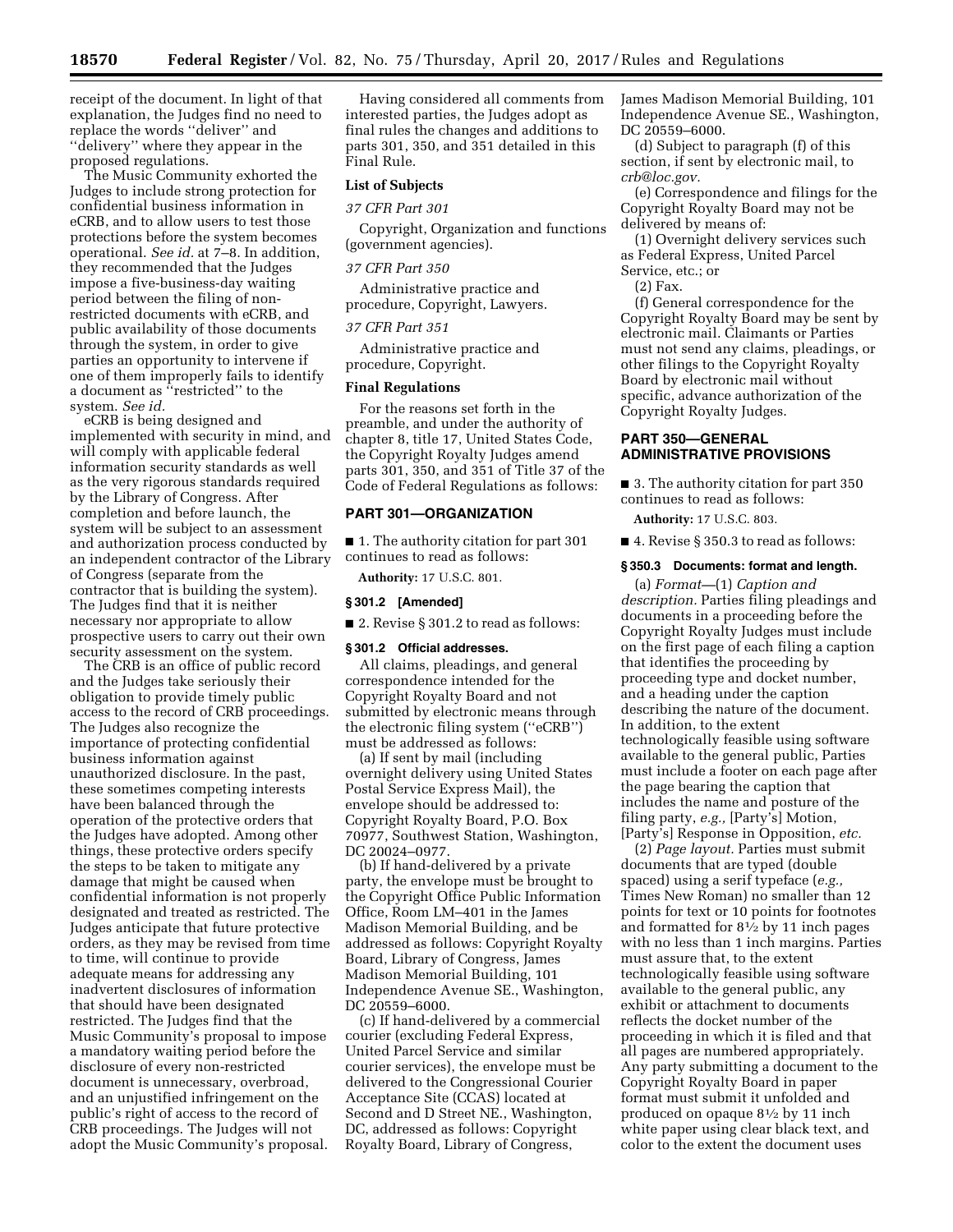receipt of the document. In light of that explanation, the Judges find no need to replace the words ''deliver'' and ''delivery'' where they appear in the proposed regulations.

The Music Community exhorted the Judges to include strong protection for confidential business information in eCRB, and to allow users to test those protections before the system becomes operational. *See id.* at 7–8. In addition, they recommended that the Judges impose a five-business-day waiting period between the filing of non-restricted documents with eCRB, and public availability of those documents through the system, in order to give parties an opportunity to intervene if one of them improperly fails to identify a document as ''restricted'' to the system. *See id.*

eCRB is being designed and implemented with security in mind, and will comply with applicable federal information security standards as well as the very rigorous standards required by the Library of Congress. After completion and before launch, the system will be subject to an assessment and authorization process conducted by an independent contractor of the Library of Congress (separate from the contractor that is building the system). The Judges find that it is neither necessary nor appropriate to allow prospective users to carry out their own security assessment on the system.

The CRB is an office of public record and the Judges take seriously their obligation to provide timely public access to the record of CRB proceedings. The Judges also recognize the importance of protecting confidential business information against unauthorized disclosure. In the past, these sometimes competing interests have been balanced through the operation of the protective orders that the Judges have adopted. Among other things, these protective orders specify the steps to be taken to mitigate any damage that might be caused when confidential information is not properly designated and treated as restricted. The Judges anticipate that future protective orders, as they may be revised from time to time, will continue to provide adequate means for addressing any inadvertent disclosures of information that should have been designated restricted. The Judges find that the Music Community's proposal to impose a mandatory waiting period before the disclosure of every non-restricted document is unnecessary, overbroad, and an unjustified infringement on the public's right of access to the record of CRB proceedings. The Judges will not adopt the Music Community's proposal.

Having considered all comments from interested parties, the Judges adopt as final rules the changes and additions to parts 301, 350, and 351 detailed in this Final Rule.

**List of Subjects**

*37 CFR Part 301*

Copyright, Organization and functions (government agencies).

*37 CFR Part 350*

Administrative practice and procedure, Copyright, Lawyers.

*37 CFR Part 351*

Administrative practice and procedure, Copyright.

**Final Regulations**

For the reasons set forth in the preamble, and under the authority of chapter 8, title 17, United States Code, the Copyright Royalty Judges amend parts 301, 350, and 351 of Title 37 of the Code of Federal Regulations as follows:

## PART 301—ORGANIZATION

■ 1. The authority citation for part 301 continues to read as follows:

**Authority:** 17 U.S.C. 801.

**§ 301.2 [Amended]**

■ 2. Revise § 301.2 to read as follows:

**§ 301.2 Official addresses.**

All claims, pleadings, and general correspondence intended for the Copyright Royalty Board and not submitted by electronic means through the electronic filing system (''eCRB'') must be addressed as follows:

(a) If sent by mail (including overnight delivery using United States Postal Service Express Mail), the envelope should be addressed to: Copyright Royalty Board, P.O. Box 70977, Southwest Station, Washington, DC 20024–0977.

(b) If hand-delivered by a private party, the envelope must be brought to the Copyright Office Public Information Office, Room LM–401 in the James Madison Memorial Building, and be addressed as follows: Copyright Royalty Board, Library of Congress, James Madison Memorial Building, 101 Independence Avenue SE., Washington, DC 20559–6000.

(c) If hand-delivered by a commercial courier (excluding Federal Express, United Parcel Service and similar courier services), the envelope must be delivered to the Congressional Courier Acceptance Site (CCAS) located at Second and D Street NE., Washington, DC, addressed as follows: Copyright Royalty Board, Library of Congress, James Madison Memorial Building, 101 Independence Avenue SE., Washington, DC 20559–6000.

(d) Subject to paragraph (f) of this section, if sent by electronic mail, to *crb@loc.gov.*

(e) Correspondence and filings for the Copyright Royalty Board may not be delivered by means of:

(1) Overnight delivery services such as Federal Express, United Parcel Service, etc.; or

(2) Fax.

(f) General correspondence for the Copyright Royalty Board may be sent by electronic mail. Claimants or Parties must not send any claims, pleadings, or other filings to the Copyright Royalty Board by electronic mail without specific, advance authorization of the Copyright Royalty Judges.

## PART 350—GENERAL ADMINISTRATIVE PROVISIONS

■ 3. The authority citation for part 350 continues to read as follows:

**Authority:** 17 U.S.C. 803.

■ 4. Revise § 350.3 to read as follows:

**§ 350.3 Documents: format and length.**

(a) *Format*—(1) *Caption and description.* Parties filing pleadings and documents in a proceeding before the Copyright Royalty Judges must include on the first page of each filing a caption that identifies the proceeding by proceeding type and docket number, and a heading under the caption describing the nature of the document. In addition, to the extent technologically feasible using software available to the general public, Parties must include a footer on each page after the page bearing the caption that includes the name and posture of the filing party, *e.g.,* [Party's] Motion, [Party's] Response in Opposition, *etc.*

(2) *Page layout.* Parties must submit documents that are typed (double spaced) using a serif typeface (*e.g.,* Times New Roman) no smaller than 12 points for text or 10 points for footnotes and formatted for 8½ by 11 inch pages with no less than 1 inch margins. Parties must assure that, to the extent technologically feasible using software available to the general public, any exhibit or attachment to documents reflects the docket number of the proceeding in which it is filed and that all pages are numbered appropriately. Any party submitting a document to the Copyright Royalty Board in paper format must submit it unfolded and produced on opaque 8½ by 11 inch white paper using clear black text, and color to the extent the document uses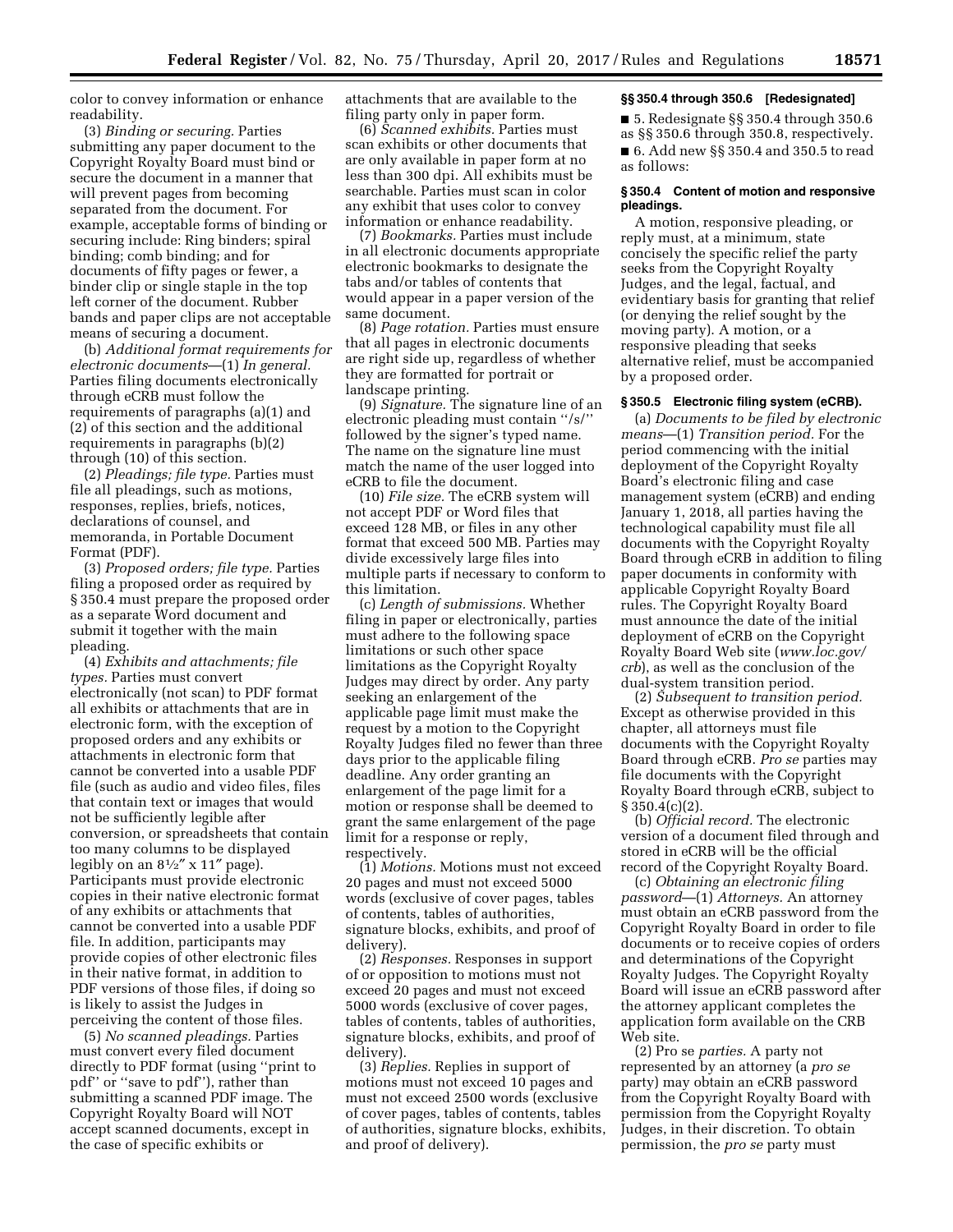color to convey information or enhance readability.

(3) *Binding or securing.* Parties submitting any paper document to the Copyright Royalty Board must bind or secure the document in a manner that will prevent pages from becoming separated from the document. For example, acceptable forms of binding or securing include: Ring binders; spiral binding; comb binding; and for documents of fifty pages or fewer, a binder clip or single staple in the top left corner of the document. Rubber bands and paper clips are not acceptable means of securing a document.

(b) *Additional format requirements for electronic documents*—(1) *In general.* Parties filing documents electronically through eCRB must follow the requirements of paragraphs (a)(1) and (2) of this section and the additional requirements in paragraphs (b)(2) through (10) of this section.

(2) *Pleadings; file type.* Parties must file all pleadings, such as motions, responses, replies, briefs, notices, declarations of counsel, and memoranda, in Portable Document Format (PDF).

(3) *Proposed orders; file type.* Parties filing a proposed order as required by § 350.4 must prepare the proposed order as a separate Word document and submit it together with the main pleading.

(4) *Exhibits and attachments; file types.* Parties must convert electronically (not scan) to PDF format all exhibits or attachments that are in electronic form, with the exception of proposed orders and any exhibits or attachments in electronic form that cannot be converted into a usable PDF file (such as audio and video files, files that contain text or images that would not be sufficiently legible after conversion, or spreadsheets that contain too many columns to be displayed legibly on an 8½″ x 11″ page). Participants must provide electronic copies in their native electronic format of any exhibits or attachments that cannot be converted into a usable PDF file. In addition, participants may provide copies of other electronic files in their native format, in addition to PDF versions of those files, if doing so is likely to assist the Judges in perceiving the content of those files.

(5) *No scanned pleadings.* Parties must convert every filed document directly to PDF format (using ''print to pdf'' or ''save to pdf''), rather than submitting a scanned PDF image. The Copyright Royalty Board will NOT accept scanned documents, except in the case of specific exhibits or attachments that are available to the filing party only in paper form.

(6) *Scanned exhibits.* Parties must scan exhibits or other documents that are only available in paper form at no less than 300 dpi. All exhibits must be searchable. Parties must scan in color any exhibit that uses color to convey information or enhance readability.

(7) *Bookmarks.* Parties must include in all electronic documents appropriate electronic bookmarks to designate the tabs and/or tables of contents that would appear in a paper version of the same document.

(8) *Page rotation.* Parties must ensure that all pages in electronic documents are right side up, regardless of whether they are formatted for portrait or landscape printing.

(9) *Signature.* The signature line of an electronic pleading must contain ''/s/'' followed by the signer's typed name. The name on the signature line must match the name of the user logged into eCRB to file the document.

(10) *File size.* The eCRB system will not accept PDF or Word files that exceed 128 MB, or files in any other format that exceed 500 MB. Parties may divide excessively large files into multiple parts if necessary to conform to this limitation.

(c) *Length of submissions.* Whether filing in paper or electronically, parties must adhere to the following space limitations or such other space limitations as the Copyright Royalty Judges may direct by order. Any party seeking an enlargement of the applicable page limit must make the request by a motion to the Copyright Royalty Judges filed no fewer than three days prior to the applicable filing deadline. Any order granting an enlargement of the page limit for a motion or response shall be deemed to grant the same enlargement of the page limit for a response or reply, respectively.

(1) *Motions.* Motions must not exceed 20 pages and must not exceed 5000 words (exclusive of cover pages, tables of contents, tables of authorities, signature blocks, exhibits, and proof of delivery).

(2) *Responses.* Responses in support of or opposition to motions must not exceed 20 pages and must not exceed 5000 words (exclusive of cover pages, tables of contents, tables of authorities, signature blocks, exhibits, and proof of delivery).

(3) *Replies.* Replies in support of motions must not exceed 10 pages and must not exceed 2500 words (exclusive of cover pages, tables of contents, tables of authorities, signature blocks, exhibits, and proof of delivery).

### §§ 350.4 through 350.6 [Redesignated]

■ 5. Redesignate §§ 350.4 through 350.6 as §§ 350.6 through 350.8, respectively.

■ 6. Add new §§ 350.4 and 350.5 to read as follows:

### § 350.4 Content of motion and responsive pleadings.

A motion, responsive pleading, or reply must, at a minimum, state concisely the specific relief the party seeks from the Copyright Royalty Judges, and the legal, factual, and evidentiary basis for granting that relief (or denying the relief sought by the moving party). A motion, or a responsive pleading that seeks alternative relief, must be accompanied by a proposed order.

### § 350.5 Electronic filing system (eCRB).

(a) *Documents to be filed by electronic means*—(1) *Transition period.* For the period commencing with the initial deployment of the Copyright Royalty Board's electronic filing and case management system (eCRB) and ending January 1, 2018, all parties having the technological capability must file all documents with the Copyright Royalty Board through eCRB in addition to filing paper documents in conformity with applicable Copyright Royalty Board rules. The Copyright Royalty Board must announce the date of the initial deployment of eCRB on the Copyright Royalty Board Web site (*www.loc.gov/crb*), as well as the conclusion of the dual-system transition period.

(2) *Subsequent to transition period.* Except as otherwise provided in this chapter, all attorneys must file documents with the Copyright Royalty Board through eCRB. *Pro se* parties may file documents with the Copyright Royalty Board through eCRB, subject to § 350.4(c)(2).

(b) *Official record.* The electronic version of a document filed through and stored in eCRB will be the official record of the Copyright Royalty Board.

(c) *Obtaining an electronic filing password*—(1) *Attorneys.* An attorney must obtain an eCRB password from the Copyright Royalty Board in order to file documents or to receive copies of orders and determinations of the Copyright Royalty Judges. The Copyright Royalty Board will issue an eCRB password after the attorney applicant completes the application form available on the CRB Web site.

(2) Pro se *parties.* A party not represented by an attorney (a *pro se* party) may obtain an eCRB password from the Copyright Royalty Board with permission from the Copyright Royalty Judges, in their discretion. To obtain permission, the *pro se* party must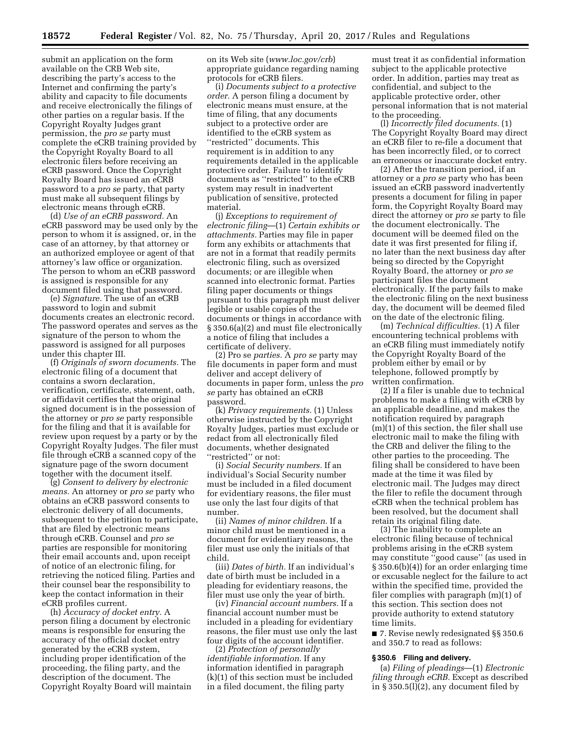submit an application on the form available on the CRB Web site, describing the party's access to the Internet and confirming the party's ability and capacity to file documents and receive electronically the filings of other parties on a regular basis. If the Copyright Royalty Judges grant permission, the *pro se* party must complete the eCRB training provided by the Copyright Royalty Board to all electronic filers before receiving an eCRB password. Once the Copyright Royalty Board has issued an eCRB password to a *pro se* party, that party must make all subsequent filings by electronic means through eCRB.

(d) *Use of an eCRB password.* An eCRB password may be used only by the person to whom it is assigned, or, in the case of an attorney, by that attorney or an authorized employee or agent of that attorney's law office or organization. The person to whom an eCRB password is assigned is responsible for any document filed using that password.

(e) *Signature.* The use of an eCRB password to login and submit documents creates an electronic record. The password operates and serves as the signature of the person to whom the password is assigned for all purposes under this chapter III.

(f) *Originals of sworn documents.* The electronic filing of a document that contains a sworn declaration, verification, certificate, statement, oath, or affidavit certifies that the original signed document is in the possession of the attorney or *pro se* party responsible for the filing and that it is available for review upon request by a party or by the Copyright Royalty Judges. The filer must file through eCRB a scanned copy of the signature page of the sworn document together with the document itself.

(g) *Consent to delivery by electronic means.* An attorney or *pro se* party who obtains an eCRB password consents to electronic delivery of all documents, subsequent to the petition to participate, that are filed by electronic means through eCRB. Counsel and *pro se* parties are responsible for monitoring their email accounts and, upon receipt of notice of an electronic filing, for retrieving the noticed filing. Parties and their counsel bear the responsibility to keep the contact information in their eCRB profiles current.

(h) *Accuracy of docket entry.* A person filing a document by electronic means is responsible for ensuring the accuracy of the official docket entry generated by the eCRB system, including proper identification of the proceeding, the filing party, and the description of the document. The Copyright Royalty Board will maintain on its Web site (*www.loc.gov/crb*) appropriate guidance regarding naming protocols for eCRB filers.

(i) *Documents subject to a protective order.* A person filing a document by electronic means must ensure, at the time of filing, that any documents subject to a protective order are identified to the eCRB system as "restricted" documents. This requirement is in addition to any requirements detailed in the applicable protective order. Failure to identify documents as "restricted" to the eCRB system may result in inadvertent publication of sensitive, protected material.

(j) *Exceptions to requirement of electronic filing*—(1) *Certain exhibits or attachments.* Parties may file in paper form any exhibits or attachments that are not in a format that readily permits electronic filing, such as oversized documents; or are illegible when scanned into electronic format. Parties filing paper documents or things pursuant to this paragraph must deliver legible or usable copies of the documents or things in accordance with § 350.6(a)(2) and must file electronically a notice of filing that includes a certificate of delivery.

(2) Pro se *parties.* A *pro se* party may file documents in paper form and must deliver and accept delivery of documents in paper form, unless the *pro se* party has obtained an eCRB password.

(k) *Privacy requirements.* (1) Unless otherwise instructed by the Copyright Royalty Judges, parties must exclude or redact from all electronically filed documents, whether designated "restricted" or not:

(i) *Social Security numbers.* If an individual's Social Security number must be included in a filed document for evidentiary reasons, the filer must use only the last four digits of that number.

(ii) *Names of minor children.* If a minor child must be mentioned in a document for evidentiary reasons, the filer must use only the initials of that child.

(iii) *Dates of birth.* If an individual's date of birth must be included in a pleading for evidentiary reasons, the filer must use only the year of birth.

(iv) *Financial account numbers.* If a financial account number must be included in a pleading for evidentiary reasons, the filer must use only the last four digits of the account identifier.

(2) *Protection of personally identifiable information.* If any information identified in paragraph (k)(1) of this section must be included in a filed document, the filing party must treat it as confidential information subject to the applicable protective order. In addition, parties may treat as confidential, and subject to the applicable protective order, other personal information that is not material to the proceeding.

(l) *Incorrectly filed documents.* (1) The Copyright Royalty Board may direct an eCRB filer to re-file a document that has been incorrectly filed, or to correct an erroneous or inaccurate docket entry.

(2) After the transition period, if an attorney or a *pro se* party who has been issued an eCRB password inadvertently presents a document for filing in paper form, the Copyright Royalty Board may direct the attorney or *pro se* party to file the document electronically. The document will be deemed filed on the date it was first presented for filing if, no later than the next business day after being so directed by the Copyright Royalty Board, the attorney or *pro se* participant files the document electronically. If the party fails to make the electronic filing on the next business day, the document will be deemed filed on the date of the electronic filing.

(m) *Technical difficulties.* (1) A filer encountering technical problems with an eCRB filing must immediately notify the Copyright Royalty Board of the problem either by email or by telephone, followed promptly by written confirmation.

(2) If a filer is unable due to technical problems to make a filing with eCRB by an applicable deadline, and makes the notification required by paragraph (m)(1) of this section, the filer shall use electronic mail to make the filing with the CRB and deliver the filing to the other parties to the proceeding. The filing shall be considered to have been made at the time it was filed by electronic mail. The Judges may direct the filer to refile the document through eCRB when the technical problem has been resolved, but the document shall retain its original filing date.

(3) The inability to complete an electronic filing because of technical problems arising in the eCRB system may constitute "good cause" (as used in § 350.6(b)(4)) for an order enlarging time or excusable neglect for the failure to act within the specified time, provided the filer complies with paragraph (m)(1) of this section. This section does not provide authority to extend statutory time limits.

■ 7. Revise newly redesignated §§ 350.6 and 350.7 to read as follows:

### § 350.6 Filing and delivery.

(a) *Filing of pleadings*—(1) *Electronic filing through eCRB.* Except as described in § 350.5(l)(2), any document filed by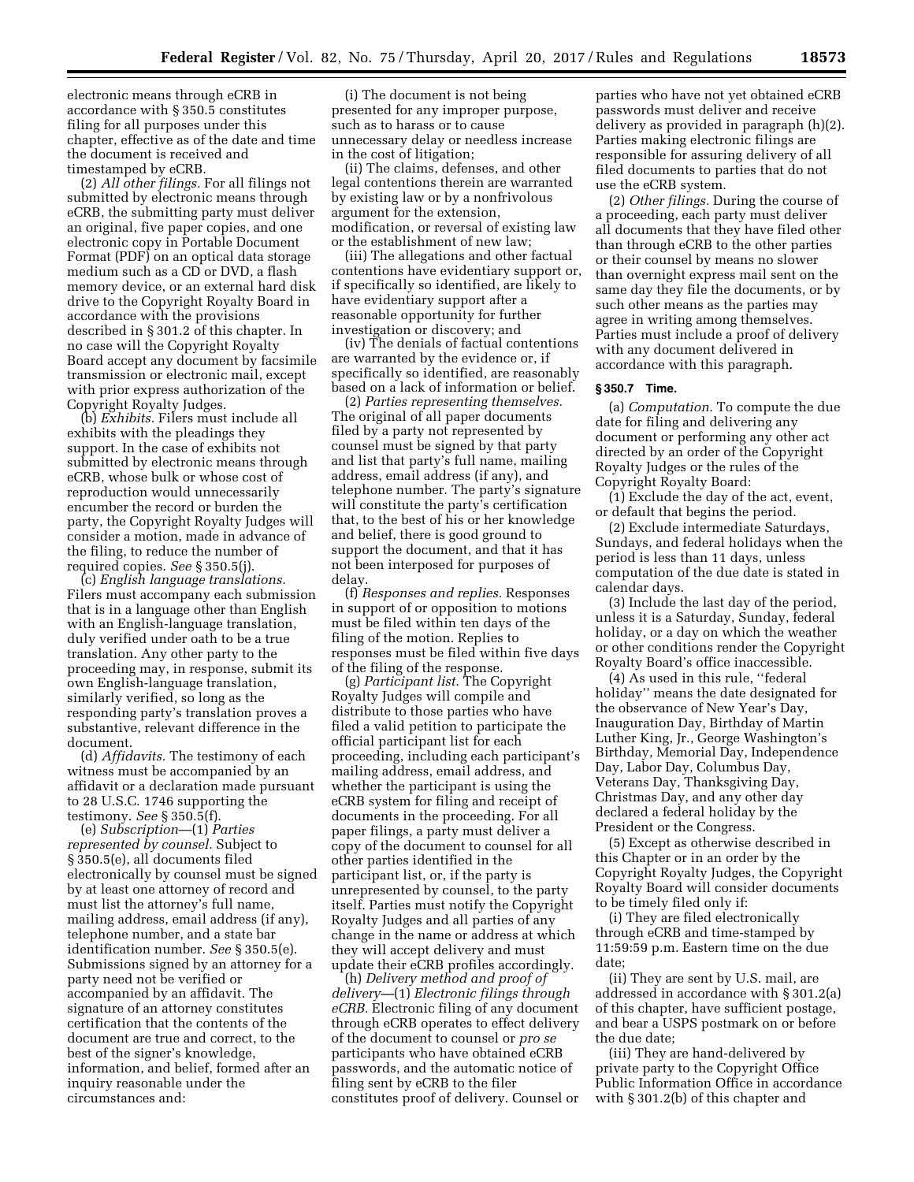electronic means through eCRB in accordance with § 350.5 constitutes filing for all purposes under this chapter, effective as of the date and time the document is received and timestamped by eCRB.

(2) *All other filings.* For all filings not submitted by electronic means through eCRB, the submitting party must deliver an original, five paper copies, and one electronic copy in Portable Document Format (PDF) on an optical data storage medium such as a CD or DVD, a flash memory device, or an external hard disk drive to the Copyright Royalty Board in accordance with the provisions described in § 301.2 of this chapter. In no case will the Copyright Royalty Board accept any document by facsimile transmission or electronic mail, except with prior express authorization of the Copyright Royalty Judges.

(b) *Exhibits.* Filers must include all exhibits with the pleadings they support. In the case of exhibits not submitted by electronic means through eCRB, whose bulk or whose cost of reproduction would unnecessarily encumber the record or burden the party, the Copyright Royalty Judges will consider a motion, made in advance of the filing, to reduce the number of required copies. *See* § 350.5(j).

(c) *English language translations.* Filers must accompany each submission that is in a language other than English with an English-language translation, duly verified under oath to be a true translation. Any other party to the proceeding may, in response, submit its own English-language translation, similarly verified, so long as the responding party's translation proves a substantive, relevant difference in the document.

(d) *Affidavits.* The testimony of each witness must be accompanied by an affidavit or a declaration made pursuant to 28 U.S.C. 1746 supporting the testimony. *See* § 350.5(f).

(e) *Subscription*—(1) *Parties represented by counsel.* Subject to § 350.5(e), all documents filed electronically by counsel must be signed by at least one attorney of record and must list the attorney's full name, mailing address, email address (if any), telephone number, and a state bar identification number. *See* § 350.5(e). Submissions signed by an attorney for a party need not be verified or accompanied by an affidavit. The signature of an attorney constitutes certification that the contents of the document are true and correct, to the best of the signer's knowledge, information, and belief, formed after an inquiry reasonable under the circumstances and:

(i) The document is not being presented for any improper purpose, such as to harass or to cause unnecessary delay or needless increase in the cost of litigation;

(ii) The claims, defenses, and other legal contentions therein are warranted by existing law or by a nonfrivolous argument for the extension, modification, or reversal of existing law or the establishment of new law;

(iii) The allegations and other factual contentions have evidentiary support or, if specifically so identified, are likely to have evidentiary support after a reasonable opportunity for further investigation or discovery; and

(iv) The denials of factual contentions are warranted by the evidence or, if specifically so identified, are reasonably based on a lack of information or belief.

(2) *Parties representing themselves.* The original of all paper documents filed by a party not represented by counsel must be signed by that party and list that party's full name, mailing address, email address (if any), and telephone number. The party's signature will constitute the party's certification that, to the best of his or her knowledge and belief, there is good ground to support the document, and that it has not been interposed for purposes of delay.

(f) *Responses and replies.* Responses in support of or opposition to motions must be filed within ten days of the filing of the motion. Replies to responses must be filed within five days of the filing of the response.

(g) *Participant list.* The Copyright Royalty Judges will compile and distribute to those parties who have filed a valid petition to participate the official participant list for each proceeding, including each participant's mailing address, email address, and whether the participant is using the eCRB system for filing and receipt of documents in the proceeding. For all paper filings, a party must deliver a copy of the document to counsel for all other parties identified in the participant list, or, if the party is unrepresented by counsel, to the party itself. Parties must notify the Copyright Royalty Judges and all parties of any change in the name or address at which they will accept delivery and must update their eCRB profiles accordingly.

(h) *Delivery method and proof of delivery*—(1) *Electronic filings through eCRB.* Electronic filing of any document through eCRB operates to effect delivery of the document to counsel or *pro se* participants who have obtained eCRB passwords, and the automatic notice of filing sent by eCRB to the filer constitutes proof of delivery. Counsel or parties who have not yet obtained eCRB passwords must deliver and receive delivery as provided in paragraph (h)(2). Parties making electronic filings are responsible for assuring delivery of all filed documents to parties that do not use the eCRB system.

(2) *Other filings.* During the course of a proceeding, each party must deliver all documents that they have filed other than through eCRB to the other parties or their counsel by means no slower than overnight express mail sent on the same day they file the documents, or by such other means as the parties may agree in writing among themselves. Parties must include a proof of delivery with any document delivered in accordance with this paragraph.

### § 350.7 Time.

(a) *Computation.* To compute the due date for filing and delivering any document or performing any other act directed by an order of the Copyright Royalty Judges or the rules of the Copyright Royalty Board:

(1) Exclude the day of the act, event, or default that begins the period.

(2) Exclude intermediate Saturdays, Sundays, and federal holidays when the period is less than 11 days, unless computation of the due date is stated in calendar days.

(3) Include the last day of the period, unless it is a Saturday, Sunday, federal holiday, or a day on which the weather or other conditions render the Copyright Royalty Board's office inaccessible.

(4) As used in this rule, "federal holiday" means the date designated for the observance of New Year's Day, Inauguration Day, Birthday of Martin Luther King, Jr., George Washington's Birthday, Memorial Day, Independence Day, Labor Day, Columbus Day, Veterans Day, Thanksgiving Day, Christmas Day, and any other day declared a federal holiday by the President or the Congress.

(5) Except as otherwise described in this Chapter or in an order by the Copyright Royalty Judges, the Copyright Royalty Board will consider documents to be timely filed only if:

(i) They are filed electronically through eCRB and time-stamped by 11:59:59 p.m. Eastern time on the due date;

(ii) They are sent by U.S. mail, are addressed in accordance with § 301.2(a) of this chapter, have sufficient postage, and bear a USPS postmark on or before the due date;

(iii) They are hand-delivered by private party to the Copyright Office Public Information Office in accordance with § 301.2(b) of this chapter and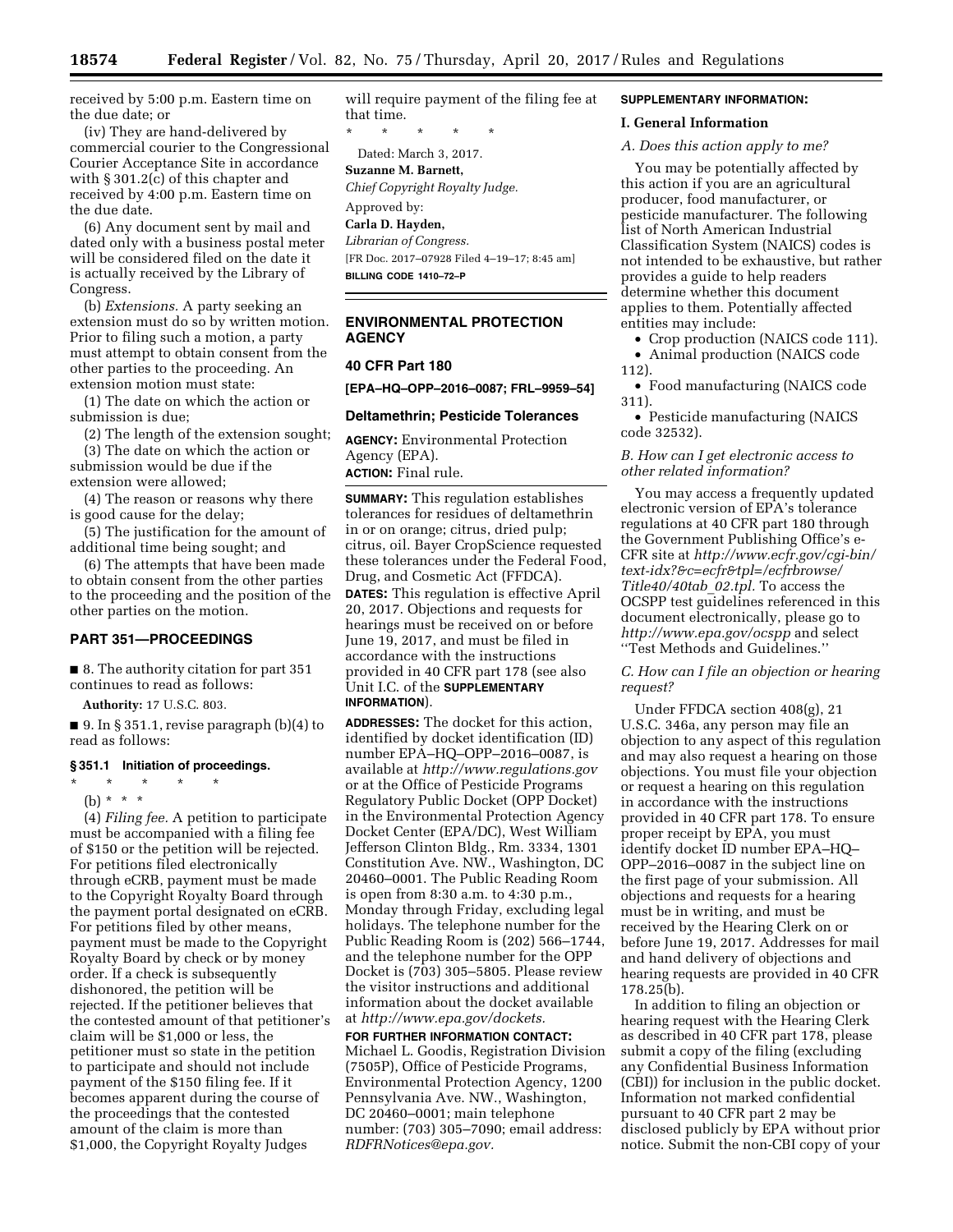received by 5:00 p.m. Eastern time on the due date; or

(iv) They are hand-delivered by commercial courier to the Congressional Courier Acceptance Site in accordance with § 301.2(c) of this chapter and received by 4:00 p.m. Eastern time on the due date.

(6) Any document sent by mail and dated only with a business postal meter will be considered filed on the date it is actually received by the Library of Congress.

(b) *Extensions.* A party seeking an extension must do so by written motion. Prior to filing such a motion, a party must attempt to obtain consent from the other parties to the proceeding. An extension motion must state:

(1) The date on which the action or submission is due;

(2) The length of the extension sought;

(3) The date on which the action or submission would be due if the extension were allowed;

(4) The reason or reasons why there is good cause for the delay;

(5) The justification for the amount of additional time being sought; and

(6) The attempts that have been made to obtain consent from the other parties to the proceeding and the position of the other parties on the motion.

## PART 351—PROCEEDINGS

■ 8. The authority citation for part 351 continues to read as follows:

**Authority:** 17 U.S.C. 803.

■ 9. In § 351.1, revise paragraph (b)(4) to read as follows:

### § 351.1 Initiation of proceedings.

\* \* \* \* \*

(b) \* \* \*

(4) *Filing fee.* A petition to participate must be accompanied with a filing fee of $150 or the petition will be rejected. For petitions filed electronically through eCRB, payment must be made to the Copyright Royalty Board through the payment portal designated on eCRB. For petitions filed by other means, payment must be made to the Copyright Royalty Board by check or by money order. If a check is subsequently dishonored, the petition will be rejected. If the petitioner believes that the contested amount of that petitioner's claim will be $1,000 or less, the petitioner must so state in the petition to participate and should not include payment of the $150 filing fee. If it becomes apparent during the course of the proceedings that the contested amount of the claim is more than $1,000, the Copyright Royalty Judges will require payment of the filing fee at that time.

\* \* \* \* \*

Dated: March 3, 2017.

**Suzanne M. Barnett,**

*Chief Copyright Royalty Judge.*

Approved by:

**Carla D. Hayden,**

*Librarian of Congress.*

[FR Doc. 2017–07928 Filed 4–19–17; 8:45 am]

**BILLING CODE 1410–72–P**

## ENVIRONMENTAL PROTECTION AGENCY

### 40 CFR Part 180

**[EPA–HQ–OPP–2016–0087; FRL–9959–54]**

### Deltamethrin; Pesticide Tolerances

**AGENCY:** Environmental Protection Agency (EPA).

**ACTION:** Final rule.

**SUMMARY:** This regulation establishes tolerances for residues of deltamethrin in or on orange; citrus, dried pulp; citrus, oil. Bayer CropScience requested these tolerances under the Federal Food, Drug, and Cosmetic Act (FFDCA).

**DATES:** This regulation is effective April 20, 2017. Objections and requests for hearings must be received on or before June 19, 2017, and must be filed in accordance with the instructions provided in 40 CFR part 178 (see also Unit I.C. of the **SUPPLEMENTARY INFORMATION**).

**ADDRESSES:** The docket for this action, identified by docket identification (ID) number EPA–HQ–OPP–2016–0087, is available at *http://www.regulations.gov* or at the Office of Pesticide Programs Regulatory Public Docket (OPP Docket) in the Environmental Protection Agency Docket Center (EPA/DC), West William Jefferson Clinton Bldg., Rm. 3334, 1301 Constitution Ave. NW., Washington, DC 20460–0001. The Public Reading Room is open from 8:30 a.m. to 4:30 p.m., Monday through Friday, excluding legal holidays. The telephone number for the Public Reading Room is (202) 566–1744, and the telephone number for the OPP Docket is (703) 305–5805. Please review the visitor instructions and additional information about the docket available at *http://www.epa.gov/dockets.*

**FOR FURTHER INFORMATION CONTACT:** Michael L. Goodis, Registration Division (7505P), Office of Pesticide Programs, Environmental Protection Agency, 1200 Pennsylvania Ave. NW., Washington, DC 20460–0001; main telephone number: (703) 305–7090; email address: *RDFRNotices@epa.gov.*

**SUPPLEMENTARY INFORMATION:**

### I. General Information

#### *A. Does this action apply to me?*

You may be potentially affected by this action if you are an agricultural producer, food manufacturer, or pesticide manufacturer. The following list of North American Industrial Classification System (NAICS) codes is not intended to be exhaustive, but rather provides a guide to help readers determine whether this document applies to them. Potentially affected entities may include:

- Crop production (NAICS code 111).
- Animal production (NAICS code 112).
- Food manufacturing (NAICS code 311).
- Pesticide manufacturing (NAICS code 32532).

#### *B. How can I get electronic access to other related information?*

You may access a frequently updated electronic version of EPA's tolerance regulations at 40 CFR part 180 through the Government Publishing Office's e-CFR site at *http://www.ecfr.gov/cgi-bin/text-idx?&c=ecfr&tpl=/ecfrbrowse/Title40/40tab_02.tpl.* To access the OCSPP test guidelines referenced in this document electronically, please go to *http://www.epa.gov/ocspp* and select "Test Methods and Guidelines."

#### *C. How can I file an objection or hearing request?*

Under FFDCA section 408(g), 21 U.S.C. 346a, any person may file an objection to any aspect of this regulation and may also request a hearing on those objections. You must file your objection or request a hearing on this regulation in accordance with the instructions provided in 40 CFR part 178. To ensure proper receipt by EPA, you must identify docket ID number EPA–HQ–OPP–2016–0087 in the subject line on the first page of your submission. All objections and requests for a hearing must be in writing, and must be received by the Hearing Clerk on or before June 19, 2017. Addresses for mail and hand delivery of objections and hearing requests are provided in 40 CFR 178.25(b).

In addition to filing an objection or hearing request with the Hearing Clerk as described in 40 CFR part 178, please submit a copy of the filing (excluding any Confidential Business Information (CBI)) for inclusion in the public docket. Information not marked confidential pursuant to 40 CFR part 2 may be disclosed publicly by EPA without prior notice. Submit the non-CBI copy of your